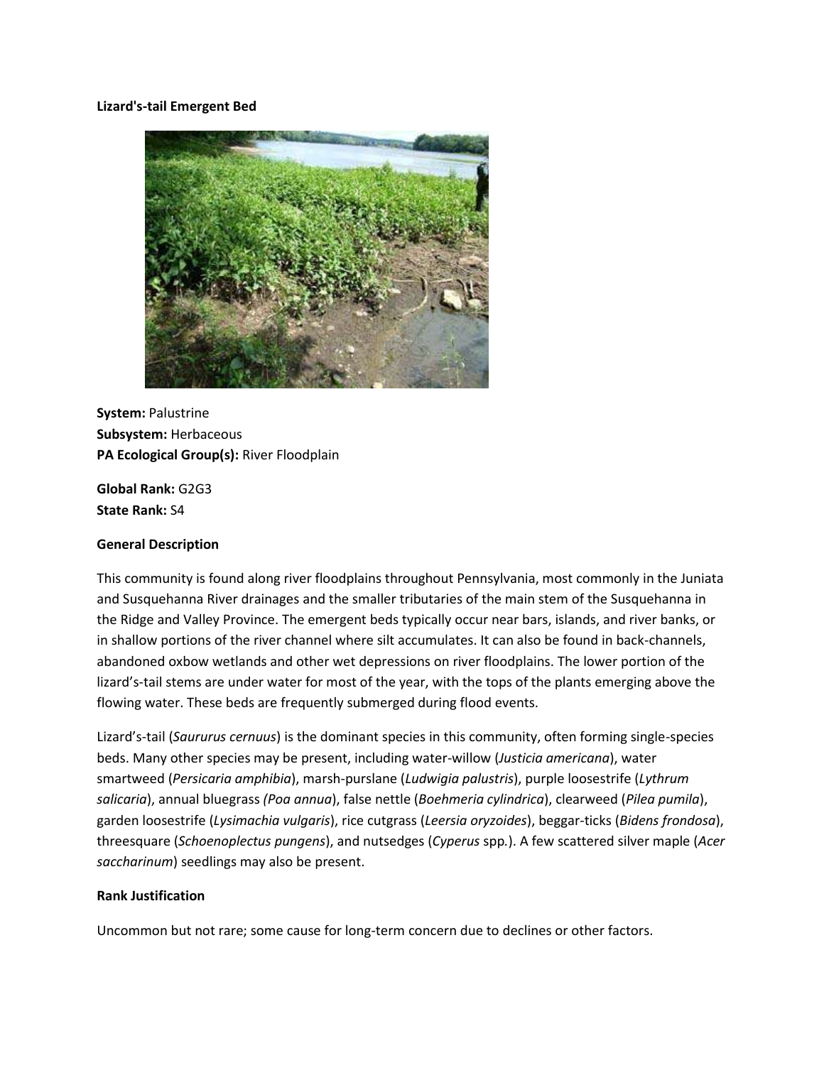# Lizard's-tail Emergent Bed

**System:** Palustrine
**Subsystem:** Herbaceous
**PA Ecological Group(s):** River Floodplain

**Global Rank:** G2G3
**State Rank:** S4

## General Description

This community is found along river floodplains throughout Pennsylvania, most commonly in the Juniata and Susquehanna River drainages and the smaller tributaries of the main stem of the Susquehanna in the Ridge and Valley Province. The emergent beds typically occur near bars, islands, and river banks, or in shallow portions of the river channel where silt accumulates. It can also be found in back-channels, abandoned oxbow wetlands and other wet depressions on river floodplains. The lower portion of the lizard's-tail stems are under water for most of the year, with the tops of the plants emerging above the flowing water. These beds are frequently submerged during flood events.

Lizard's-tail (*Saururus cernuus*) is the dominant species in this community, often forming single-species beds. Many other species may be present, including water-willow (*Justicia americana*), water smartweed (*Persicaria amphibia*), marsh-purslane (*Ludwigia palustris*), purple loosestrife (*Lythrum salicaria*), annual bluegrass *(Poa annua*), false nettle (*Boehmeria cylindrica*), clearweed (*Pilea pumila*), garden loosestrife (*Lysimachia vulgaris*), rice cutgrass (*Leersia oryzoides*), beggar-ticks (*Bidens frondosa*), threesquare (*Schoenoplectus pungens*), and nutsedges (*Cyperus* spp.). A few scattered silver maple (*Acer saccharinum*) seedlings may also be present.

## Rank Justification

Uncommon but not rare; some cause for long-term concern due to declines or other factors.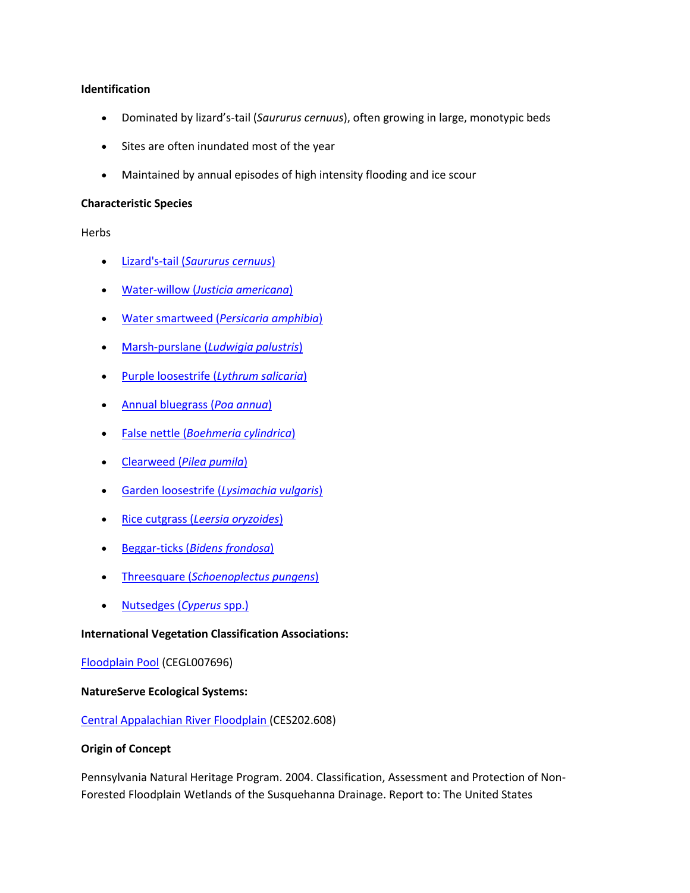**Identification**

- Dominated by lizard's-tail (*Saururus cernuus*), often growing in large, monotypic beds
- Sites are often inundated most of the year
- Maintained by annual episodes of high intensity flooding and ice scour

**Characteristic Species**

Herbs

- Lizard's-tail (*Saururus cernuus*)
- Water-willow (*Justicia americana*)
- Water smartweed (*Persicaria amphibia*)
- Marsh-purslane (*Ludwigia palustris*)
- Purple loosestrife (*Lythrum salicaria*)
- Annual bluegrass (*Poa annua*)
- False nettle (*Boehmeria cylindrica*)
- Clearweed (*Pilea pumila*)
- Garden loosestrife (*Lysimachia vulgaris*)
- Rice cutgrass (*Leersia oryzoides*)
- Beggar-ticks (*Bidens frondosa*)
- Threesquare (*Schoenoplectus pungens*)
- Nutsedges (*Cyperus* spp.)

**International Vegetation Classification Associations:**

Floodplain Pool (CEGL007696)

**NatureServe Ecological Systems:**

Central Appalachian River Floodplain (CES202.608)

**Origin of Concept**

Pennsylvania Natural Heritage Program. 2004. Classification, Assessment and Protection of Non-Forested Floodplain Wetlands of the Susquehanna Drainage. Report to: The United States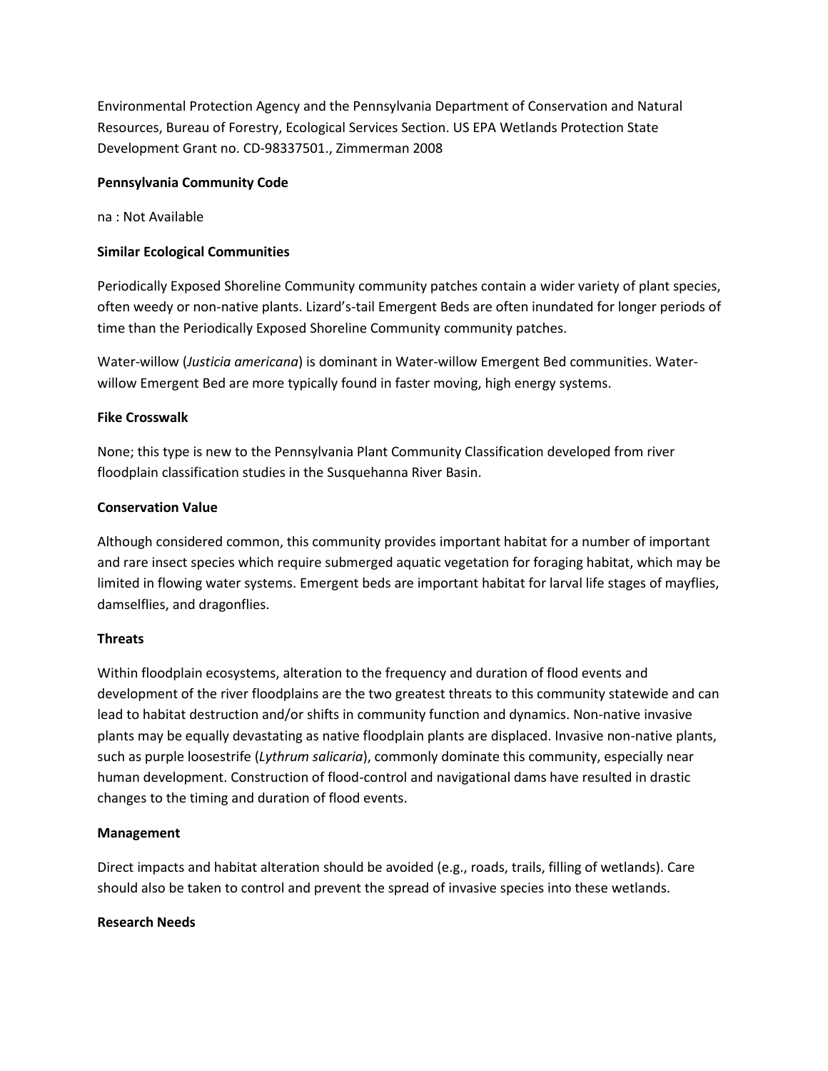Environmental Protection Agency and the Pennsylvania Department of Conservation and Natural Resources, Bureau of Forestry, Ecological Services Section. US EPA Wetlands Protection State Development Grant no. CD-98337501., Zimmerman 2008

**Pennsylvania Community Code**

na : Not Available

**Similar Ecological Communities**

Periodically Exposed Shoreline Community community patches contain a wider variety of plant species, often weedy or non-native plants. Lizard's-tail Emergent Beds are often inundated for longer periods of time than the Periodically Exposed Shoreline Community community patches.

Water-willow (*Justicia americana*) is dominant in Water-willow Emergent Bed communities. Water-willow Emergent Bed are more typically found in faster moving, high energy systems.

**Fike Crosswalk**

None; this type is new to the Pennsylvania Plant Community Classification developed from river floodplain classification studies in the Susquehanna River Basin.

**Conservation Value**

Although considered common, this community provides important habitat for a number of important and rare insect species which require submerged aquatic vegetation for foraging habitat, which may be limited in flowing water systems. Emergent beds are important habitat for larval life stages of mayflies, damselflies, and dragonflies.

**Threats**

Within floodplain ecosystems, alteration to the frequency and duration of flood events and development of the river floodplains are the two greatest threats to this community statewide and can lead to habitat destruction and/or shifts in community function and dynamics. Non-native invasive plants may be equally devastating as native floodplain plants are displaced. Invasive non-native plants, such as purple loosestrife (*Lythrum salicaria*), commonly dominate this community, especially near human development. Construction of flood-control and navigational dams have resulted in drastic changes to the timing and duration of flood events.

**Management**

Direct impacts and habitat alteration should be avoided (e.g., roads, trails, filling of wetlands). Care should also be taken to control and prevent the spread of invasive species into these wetlands.

**Research Needs**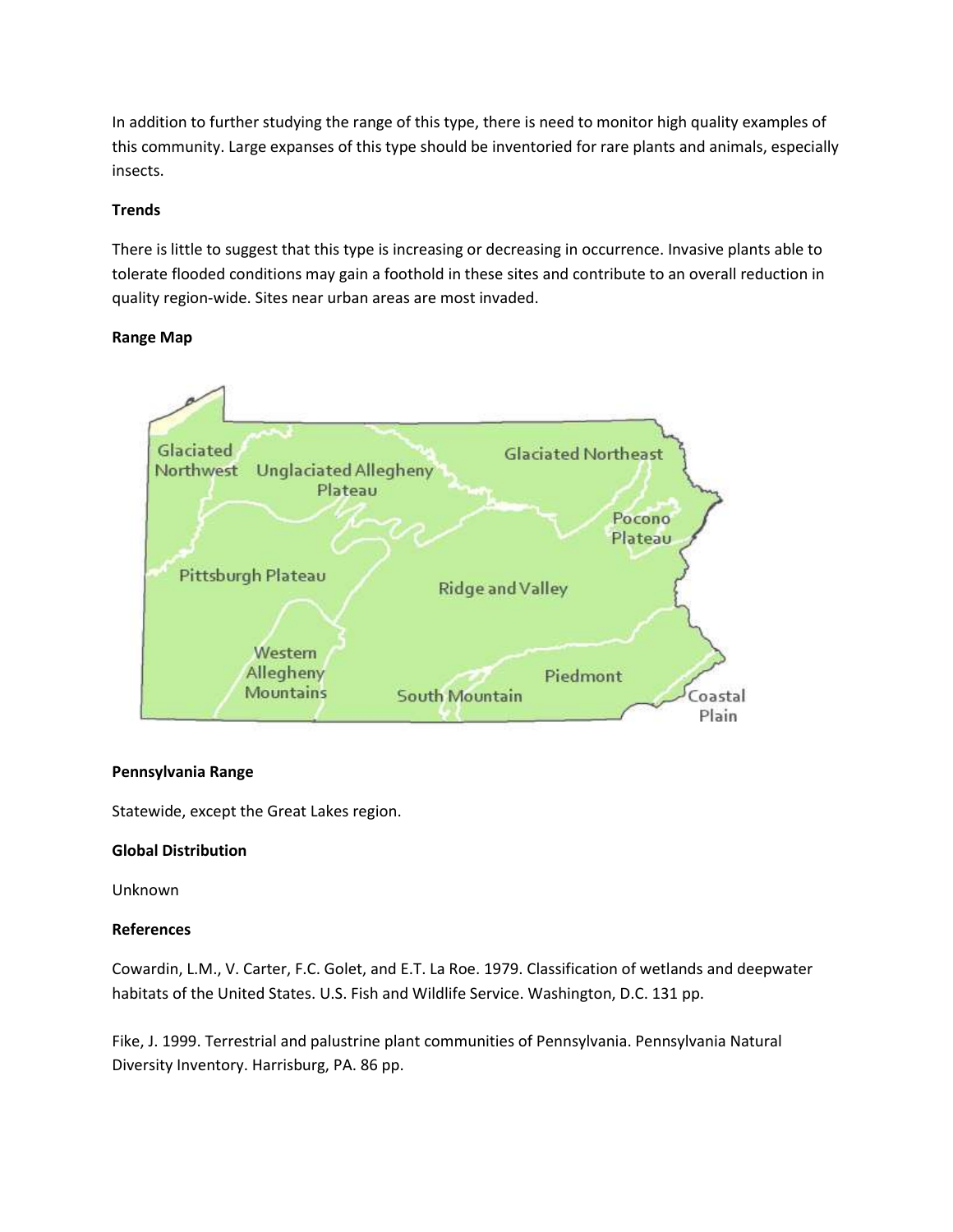In addition to further studying the range of this type, there is need to monitor high quality examples of this community. Large expanses of this type should be inventoried for rare plants and animals, especially insects.

**Trends**

There is little to suggest that this type is increasing or decreasing in occurrence. Invasive plants able to tolerate flooded conditions may gain a foothold in these sites and contribute to an overall reduction in quality region-wide. Sites near urban areas are most invaded.

**Range Map**

**Pennsylvania Range**

Statewide, except the Great Lakes region.

**Global Distribution**

Unknown

**References**

Cowardin, L.M., V. Carter, F.C. Golet, and E.T. La Roe. 1979. Classification of wetlands and deepwater habitats of the United States. U.S. Fish and Wildlife Service. Washington, D.C. 131 pp.

Fike, J. 1999. Terrestrial and palustrine plant communities of Pennsylvania. Pennsylvania Natural Diversity Inventory. Harrisburg, PA. 86 pp.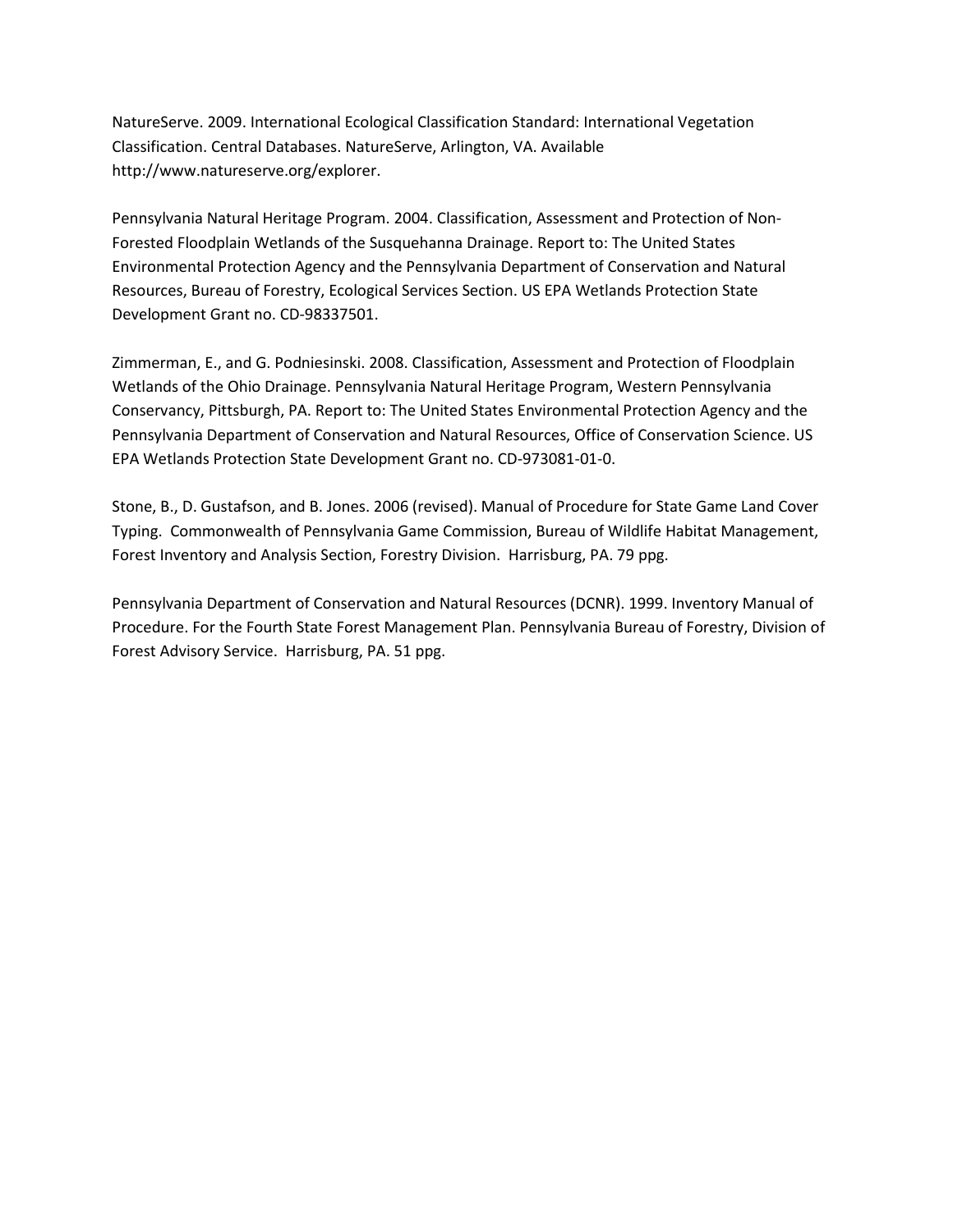NatureServe. 2009. International Ecological Classification Standard: International Vegetation Classification. Central Databases. NatureServe, Arlington, VA. Available http://www.natureserve.org/explorer.

Pennsylvania Natural Heritage Program. 2004. Classification, Assessment and Protection of Non-Forested Floodplain Wetlands of the Susquehanna Drainage. Report to: The United States Environmental Protection Agency and the Pennsylvania Department of Conservation and Natural Resources, Bureau of Forestry, Ecological Services Section. US EPA Wetlands Protection State Development Grant no. CD-98337501.

Zimmerman, E., and G. Podniesinski. 2008. Classification, Assessment and Protection of Floodplain Wetlands of the Ohio Drainage. Pennsylvania Natural Heritage Program, Western Pennsylvania Conservancy, Pittsburgh, PA. Report to: The United States Environmental Protection Agency and the Pennsylvania Department of Conservation and Natural Resources, Office of Conservation Science. US EPA Wetlands Protection State Development Grant no. CD-973081-01-0.

Stone, B., D. Gustafson, and B. Jones. 2006 (revised). Manual of Procedure for State Game Land Cover Typing. Commonwealth of Pennsylvania Game Commission, Bureau of Wildlife Habitat Management, Forest Inventory and Analysis Section, Forestry Division. Harrisburg, PA. 79 ppg.

Pennsylvania Department of Conservation and Natural Resources (DCNR). 1999. Inventory Manual of Procedure. For the Fourth State Forest Management Plan. Pennsylvania Bureau of Forestry, Division of Forest Advisory Service. Harrisburg, PA. 51 ppg.